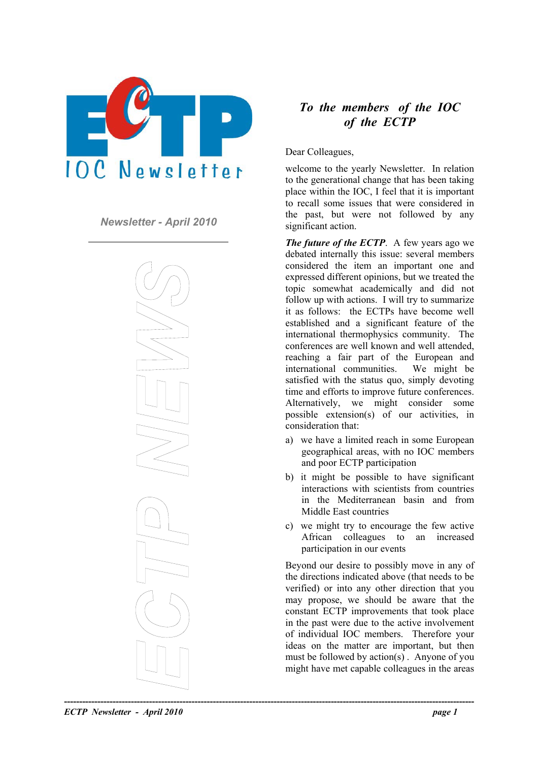# ECTP IOC Newsletter

*Newsletter - April 2010*

ECTP NEWS

## *To the members of the IOC of the ECTP*

Dear Colleagues,

welcome to the yearly Newsletter. In relation to the generational change that has been taking place within the IOC, I feel that it is important to recall some issues that were considered in the past, but were not followed by any significant action.

***The future of the ECTP***. A few years ago we debated internally this issue: several members considered the item an important one and expressed different opinions, but we treated the topic somewhat academically and did not follow up with actions. I will try to summarize it as follows: the ECTPs have become well established and a significant feature of the international thermophysics community. The conferences are well known and well attended, reaching a fair part of the European and international communities. We might be satisfied with the status quo, simply devoting time and efforts to improve future conferences. Alternatively, we might consider some possible extension(s) of our activities, in consideration that:

a) we have a limited reach in some European geographical areas, with no IOC members and poor ECTP participation

b) it might be possible to have significant interactions with scientists from countries in the Mediterranean basin and from Middle East countries

c) we might try to encourage the few active African colleagues to an increased participation in our events

Beyond our desire to possibly move in any of the directions indicated above (that needs to be verified) or into any other direction that you may propose, we should be aware that the constant ECTP improvements that took place in the past were due to the active involvement of individual IOC members. Therefore your ideas on the matter are important, but then must be followed by action(s) . Anyone of you might have met capable colleagues in the areas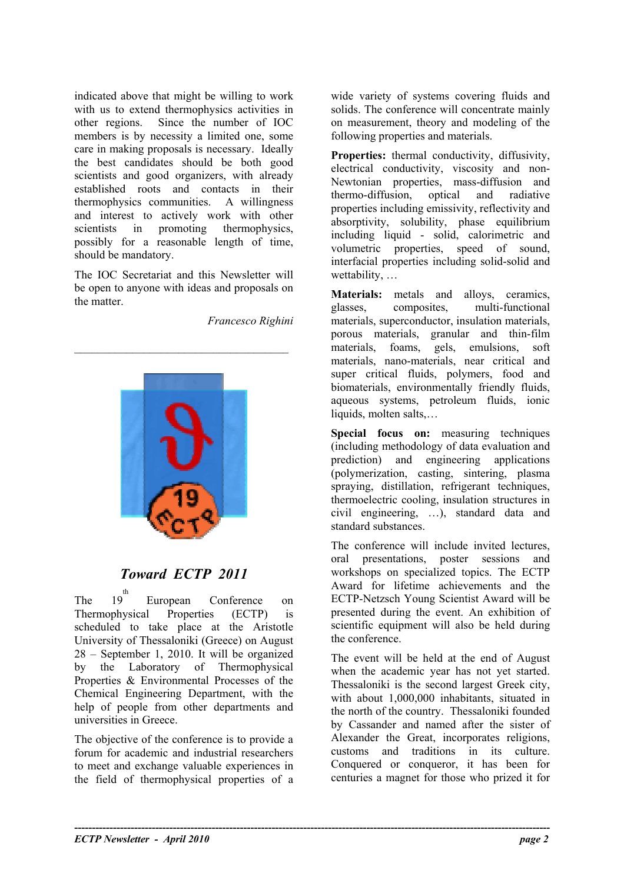indicated above that might be willing to work with us to extend thermophysics activities in other regions. Since the number of IOC members is by necessity a limited one, some care in making proposals is necessary. Ideally the best candidates should be both good scientists and good organizers, with already established roots and contacts in their thermophysics communities. A willingness and interest to actively work with other scientists in promoting thermophysics, possibly for a reasonable length of time, should be mandatory.

The IOC Secretariat and this Newsletter will be open to anyone with ideas and proposals on the matter.

*Francesco Righini*

---

## *Toward ECTP 2011*

The 19th European Conference on Thermophysical Properties (ECTP) is scheduled to take place at the Aristotle University of Thessaloniki (Greece) on August 28 – September 1, 2010. It will be organized by the Laboratory of Thermophysical Properties & Environmental Processes of the Chemical Engineering Department, with the help of people from other departments and universities in Greece.

The objective of the conference is to provide a forum for academic and industrial researchers to meet and exchange valuable experiences in the field of thermophysical properties of a wide variety of systems covering fluids and solids. The conference will concentrate mainly on measurement, theory and modeling of the following properties and materials.

**Properties:** thermal conductivity, diffusivity, electrical conductivity, viscosity and non-Newtonian properties, mass-diffusion and thermo-diffusion, optical and radiative properties including emissivity, reflectivity and absorptivity, solubility, phase equilibrium including liquid - solid, calorimetric and volumetric properties, speed of sound, interfacial properties including solid-solid and wettability, …

**Materials:** metals and alloys, ceramics, glasses, composites, multi-functional materials, superconductor, insulation materials, porous materials, granular and thin-film materials, foams, gels, emulsions, soft materials, nano-materials, near critical and super critical fluids, polymers, food and biomaterials, environmentally friendly fluids, aqueous systems, petroleum fluids, ionic liquids, molten salts,…

**Special focus on:** measuring techniques (including methodology of data evaluation and prediction) and engineering applications (polymerization, casting, sintering, plasma spraying, distillation, refrigerant techniques, thermoelectric cooling, insulation structures in civil engineering, …), standard data and standard substances.

The conference will include invited lectures, oral presentations, poster sessions and workshops on specialized topics. The ECTP Award for lifetime achievements and the ECTP-Netzsch Young Scientist Award will be presented during the event. An exhibition of scientific equipment will also be held during the conference.

The event will be held at the end of August when the academic year has not yet started. Thessaloniki is the second largest Greek city, with about 1,000,000 inhabitants, situated in the north of the country. Thessaloniki founded by Cassander and named after the sister of Alexander the Great, incorporates religions, customs and traditions in its culture. Conquered or conqueror, it has been for centuries a magnet for those who prized it for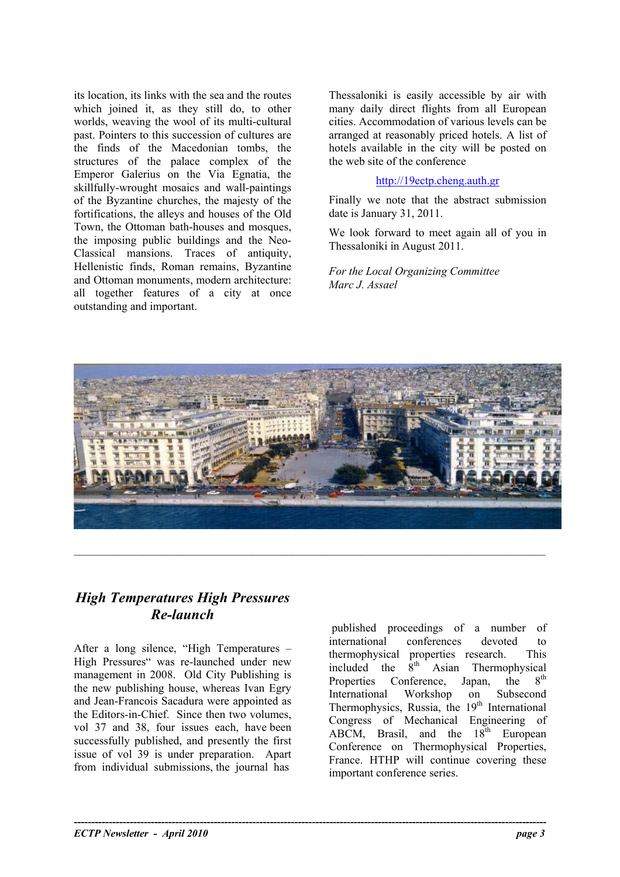its location, its links with the sea and the routes which joined it, as they still do, to other worlds, weaving the wool of its multi-cultural past. Pointers to this succession of cultures are the finds of the Macedonian tombs, the structures of the palace complex of the Emperor Galerius on the Via Egnatia, the skillfully-wrought mosaics and wall-paintings of the Byzantine churches, the majesty of the fortifications, the alleys and houses of the Old Town, the Ottoman bath-houses and mosques, the imposing public buildings and the Neo-Classical mansions. Traces of antiquity, Hellenistic finds, Roman remains, Byzantine and Ottoman monuments, modern architecture: all together features of a city at once outstanding and important.

Thessaloniki is easily accessible by air with many daily direct flights from all European cities. Accommodation of various levels can be arranged at reasonably priced hotels. A list of hotels available in the city will be posted on the web site of the conference

http://19ectp.cheng.auth.gr

Finally we note that the abstract submission date is January 31, 2011.

We look forward to meet again all of you in Thessaloniki in August 2011.

*For the Local Organizing Committee*
*Marc J. Assael*

---

## *High Temperatures High Pressures Re-launch*

After a long silence, "High Temperatures – High Pressures" was re-launched under new management in 2008. Old City Publishing is the new publishing house, whereas Ivan Egry and Jean-Francois Sacadura were appointed as the Editors-in-Chief. Since then two volumes, vol 37 and 38, four issues each, have been successfully published, and presently the first issue of vol 39 is under preparation. Apart from individual submissions, the journal has published proceedings of a number of international conferences devoted to thermophysical properties research. This included the 8th Asian Thermophysical Properties Conference, Japan, the 8th International Workshop on Subsecond Thermophysics, Russia, the 19th International Congress of Mechanical Engineering of ABCM, Brasil, and the 18th European Conference on Thermophysical Properties, France. HTHP will continue covering these important conference series.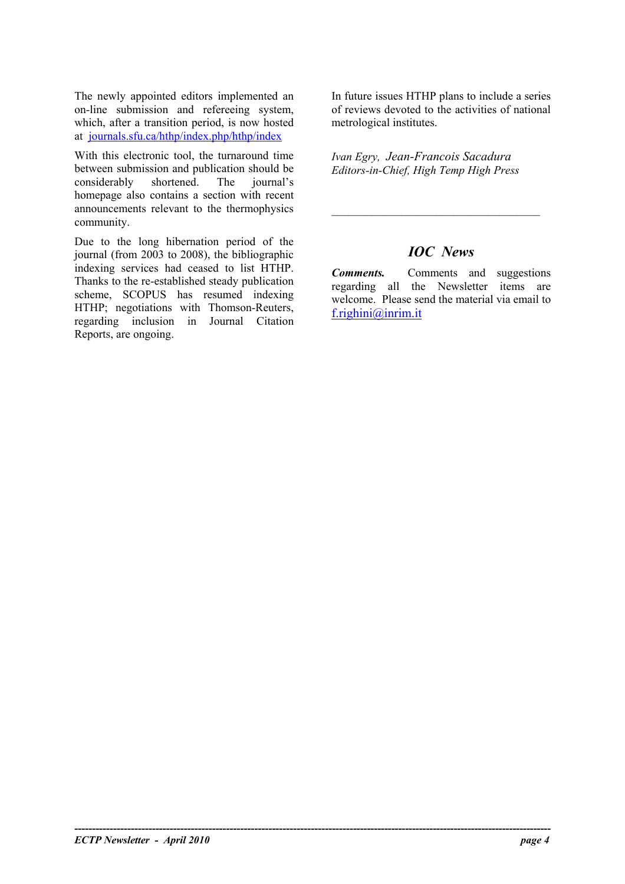The newly appointed editors implemented an on-line submission and refereeing system, which, after a transition period, is now hosted at [journals.sfu.ca/hthp/index.php/hthp/index](journals.sfu.ca/hthp/index.php/hthp/index)

With this electronic tool, the turnaround time between submission and publication should be considerably shortened. The journal's homepage also contains a section with recent announcements relevant to the thermophysics community.

Due to the long hibernation period of the journal (from 2003 to 2008), the bibliographic indexing services had ceased to list HTHP. Thanks to the re-established steady publication scheme, SCOPUS has resumed indexing HTHP; negotiations with Thomson-Reuters, regarding inclusion in Journal Citation Reports, are ongoing.

In future issues HTHP plans to include a series of reviews devoted to the activities of national metrological institutes.

*Ivan Egry, Jean-Francois Sacadura*
*Editors-in-Chief, High Temp High Press*

---

## *IOC News*

***Comments.*** Comments and suggestions regarding all the Newsletter items are welcome. Please send the material via email to [f.righini@inrim.it](mailto:f.righini@inrim.it)